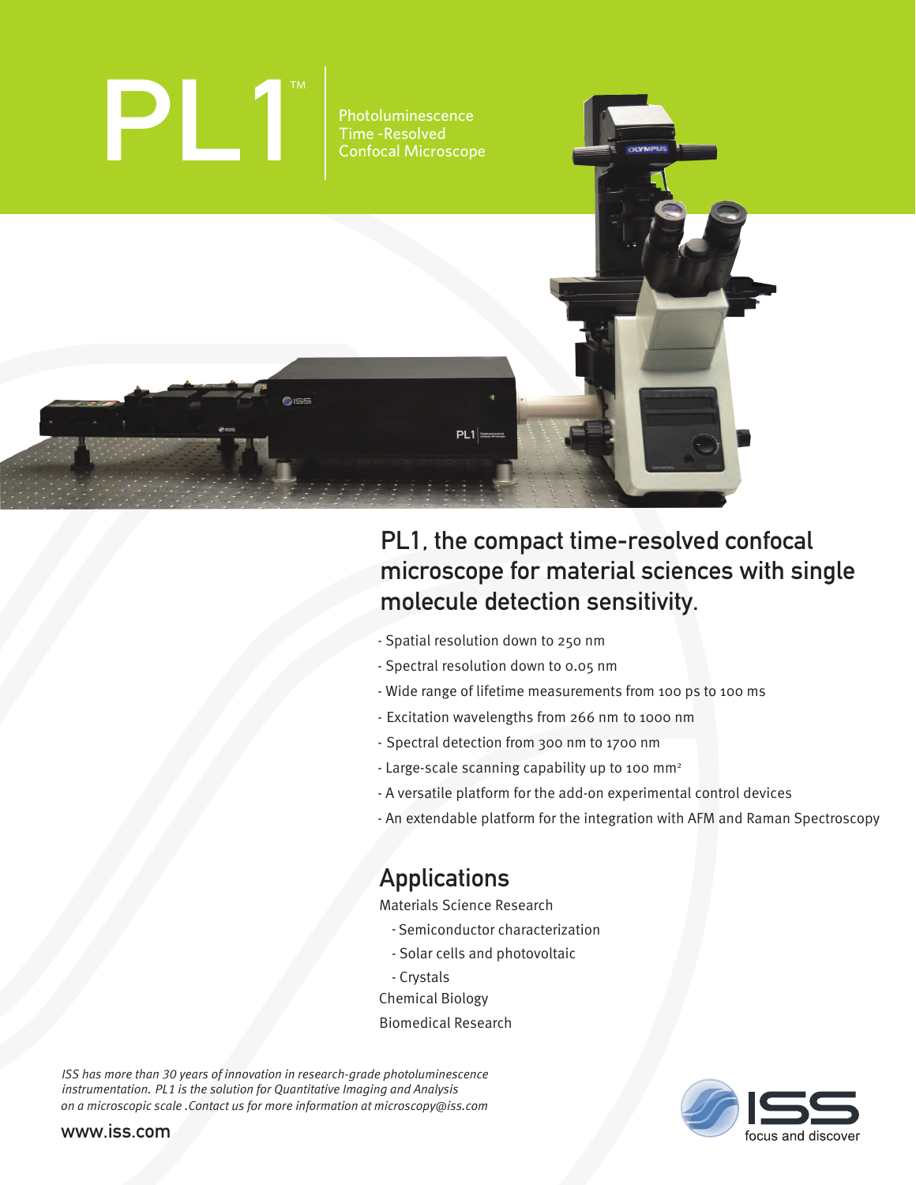# PL1™

Photoluminescence Time -Resolved Confocal Microscope

## PL1, the compact time-resolved confocal microscope for material sciences with single molecule detection sensitivity.

- Spatial resolution down to 250 nm
- Spectral resolution down to 0.05 nm
- Wide range of lifetime measurements from 100 ps to 100 ms
- Excitation wavelengths from 266 nm to 1000 nm
- Spectral detection from 300 nm to 1700 nm
- Large-scale scanning capability up to 100 $mm^2$
- A versatile platform for the add-on experimental control devices
- An extendable platform for the integration with AFM and Raman Spectroscopy

## Applications

Materials Science Research

- Semiconductor characterization
- Solar cells and photovoltaic
- Crystals

Chemical Biology

Biomedical Research

*ISS has more than 30 years of innovation in research-grade photoluminescence instrumentation. PL1 is the solution for Quantitative Imaging and Analysis on a microscopic scale .Contact us for more information at microscopy@iss.com*

www.iss.com

ISS focus and discover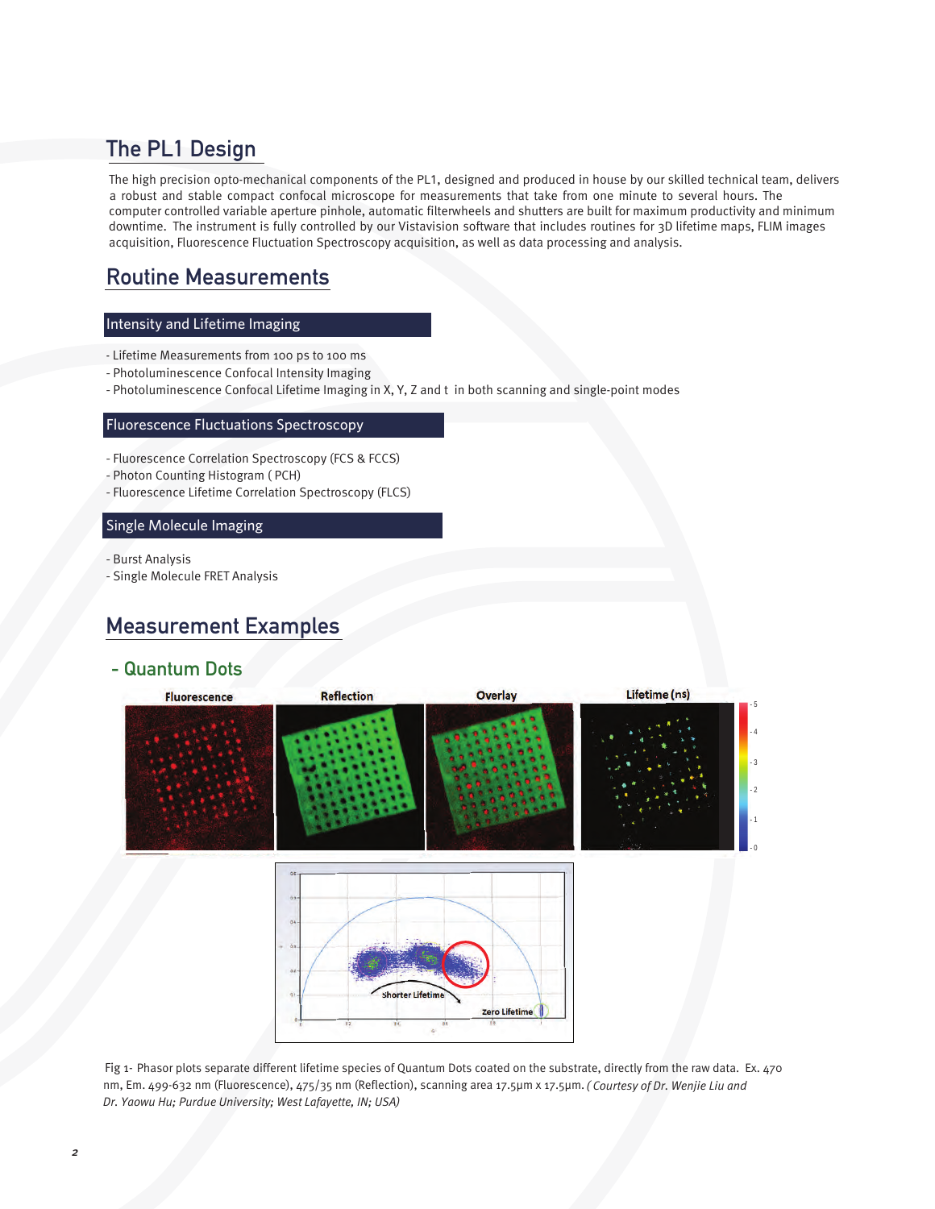## The PL1 Design

The high precision opto-mechanical components of the PL1, designed and produced in house by our skilled technical team, delivers a robust and stable compact confocal microscope for measurements that take from one minute to several hours. The computer controlled variable aperture pinhole, automatic filterwheels and shutters are built for maximum productivity and minimum downtime. The instrument is fully controlled by our Vistavision software that includes routines for 3D lifetime maps, FLIM images acquisition, Fluorescence Fluctuation Spectroscopy acquisition, as well as data processing and analysis.

## Routine Measurements

### Intensity and Lifetime Imaging

- Lifetime Measurements from 100 ps to 100 ms
- Photoluminescence Confocal Intensity Imaging
- Photoluminescence Confocal Lifetime Imaging in X, Y, Z and t in both scanning and single-point modes

### Fluorescence Fluctuations Spectroscopy

- Fluorescence Correlation Spectroscopy (FCS & FCCS)
- Photon Counting Histogram ( PCH)
- Fluorescence Lifetime Correlation Spectroscopy (FLCS)

### Single Molecule Imaging

- Burst Analysis
- Single Molecule FRET Analysis

## Measurement Examples

### - Quantum Dots

Fig 1- Phasor plots separate different lifetime species of Quantum Dots coated on the substrate, directly from the raw data. Ex. 470 nm, Em. 499-632 nm (Fluorescence), 475/35 nm (Reflection), scanning area 17.5μm x 17.5μm. *( Courtesy of Dr. Wenjie Liu and Dr. Yaowu Hu; Purdue University; West Lafayette, IN; USA)*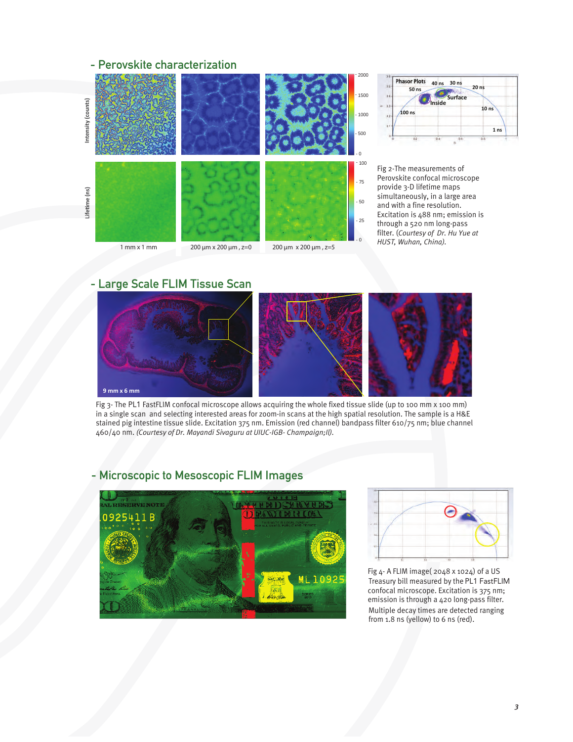## - Perovskite characterization

Fig 2-The measurements of Perovskite confocal microscope provide 3-D lifetime maps simultaneously, in a large area and with a fine resolution. Excitation is 488 nm; emission is through a 520 nm long-pass filter. (*Courtesy of Dr. Hu Yue at HUST, Wuhan, China).*

## - Large Scale FLIM Tissue Scan

Fig 3- The PL1 FastFLIM confocal microscope allows acquiring the whole fixed tissue slide (up to 100 mm x 100 mm) in a single scan and selecting interested areas for zoom-in scans at the high spatial resolution. The sample is a H&E stained pig intestine tissue slide. Excitation 375 nm. Emission (red channel) bandpass filter 610/75 nm; blue channel 460/40 nm. *(Courtesy of Dr. Mayandi Sivaguru at UIUC-IGB- Champaign;Il).*

## - Microscopic to Mesoscopic FLIM Images

Fig 4- A FLIM image( 2048 x 1024) of a US Treasury bill measured by the PL1 FastFLIM confocal microscope. Excitation is 375 nm; emission is through a 420 long-pass filter. Multiple decay times are detected ranging from 1.8 ns (yellow) to 6 ns (red).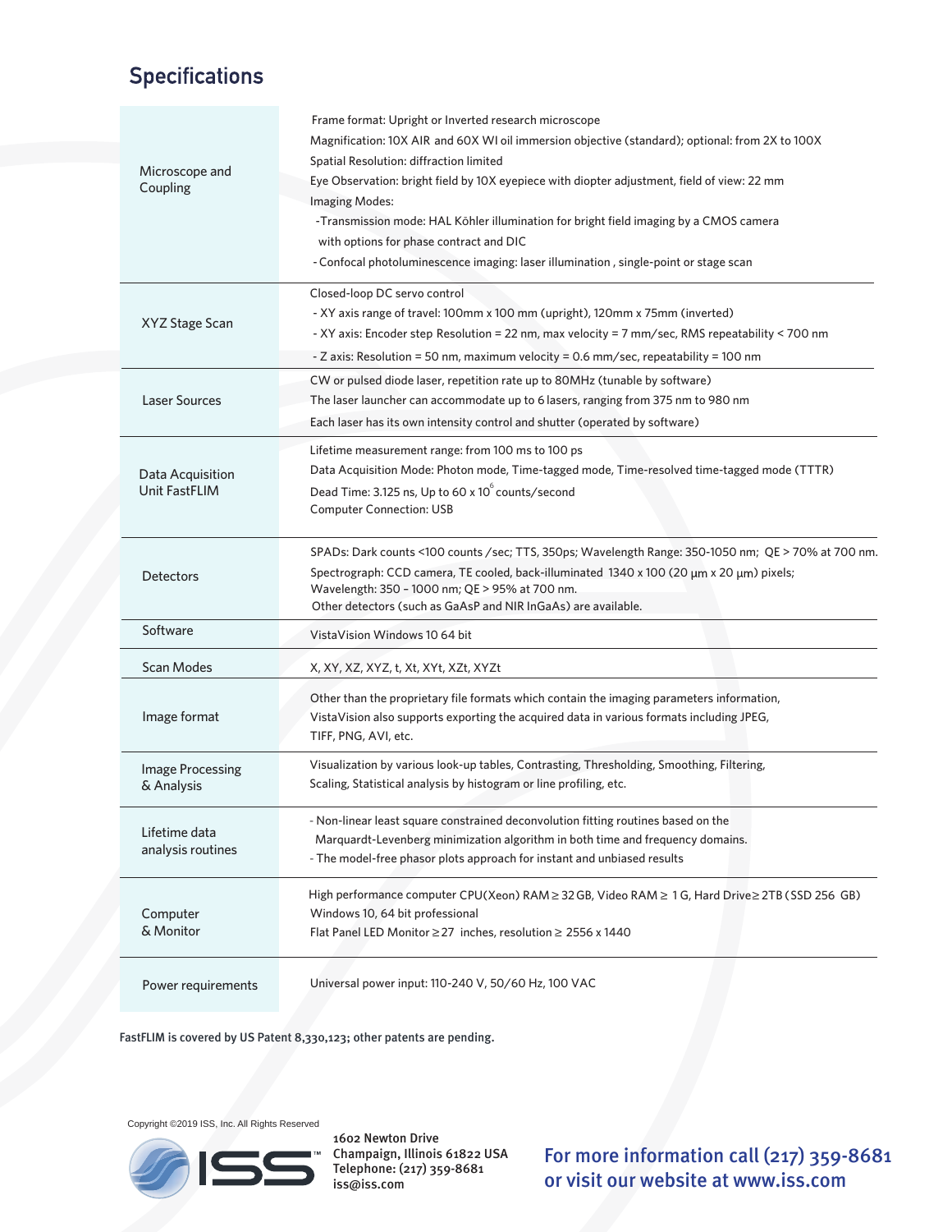## Specifications

| | |
|---|---|
| Microscope and Coupling | Frame format: Upright or Inverted research microscope<br>Magnification: 10X AIR and 60X WI oil immersion objective (standard); optional: from 2X to 100X<br>Spatial Resolution: diffraction limited<br>Eye Observation: bright field by 10X eyepiece with diopter adjustment, field of view: 22 mm<br>Imaging Modes:<br>-Transmission mode: HAL Köhler illumination for bright field imaging by a CMOS camera with options for phase contract and DIC<br>- Confocal photoluminescence imaging: laser illumination , single-point or stage scan |
| XYZ Stage Scan | Closed-loop DC servo control<br>- XY axis range of travel: 100mm x 100 mm (upright), 120mm x 75mm (inverted)<br>- XY axis: Encoder step Resolution = 22 nm, max velocity = 7 mm/sec, RMS repeatability < 700 nm<br>- Z axis: Resolution = 50 nm, maximum velocity = 0.6 mm/sec, repeatability = 100 nm |
| Laser Sources | CW or pulsed diode laser, repetition rate up to 80MHz (tunable by software)<br>The laser launcher can accommodate up to 6 lasers, ranging from 375 nm to 980 nm<br>Each laser has its own intensity control and shutter (operated by software) |
| Data Acquisition Unit FastFLIM | Lifetime measurement range: from 100 ms to 100 ps<br>Data Acquisition Mode: Photon mode, Time-tagged mode, Time-resolved time-tagged mode (TTTR)<br>Dead Time: 3.125 ns, Up to 60 x $10^6$ counts/second<br>Computer Connection: USB |
| Detectors | SPADs: Dark counts <100 counts /sec; TTS, 350ps; Wavelength Range: 350-1050 nm; QE > 70% at 700 nm.<br>Spectrograph: CCD camera, TE cooled, back-illuminated 1340 x 100 (20 μm x 20 μm) pixels; Wavelength: 350 – 1000 nm; QE > 95% at 700 nm.<br>Other detectors (such as GaAsP and NIR InGaAs) are available. |
| Software | VistaVision Windows 10 64 bit |
| Scan Modes | X, XY, XZ, XYZ, t, Xt, XYt, XZt, XYZt |
| Image format | Other than the proprietary file formats which contain the imaging parameters information, VistaVision also supports exporting the acquired data in various formats including JPEG, TIFF, PNG, AVI, etc. |
| Image Processing & Analysis | Visualization by various look-up tables, Contrasting, Thresholding, Smoothing, Filtering, Scaling, Statistical analysis by histogram or line profiling, etc. |
| Lifetime data analysis routines | - Non-linear least square constrained deconvolution fitting routines based on the Marquardt-Levenberg minimization algorithm in both time and frequency domains.<br>- The model-free phasor plots approach for instant and unbiased results |
| Computer & Monitor | High performance computer CPU(Xeon) RAM ≥ 32 GB, Video RAM ≥ 1 G, Hard Drive≥ 2TB (SSD 256 GB)<br>Windows 10, 64 bit professional<br>Flat Panel LED Monitor ≥ 27 inches, resolution ≥ 2556 x 1440 |
| Power requirements | Universal power input: 110-240 V, 50/60 Hz, 100 VAC |

**FastFLIM is covered by US Patent 8,330,123; other patents are pending.**

Copyright ©2019 ISS, Inc. All Rights Reserved

1602 Newton Drive
Champaign, Illinois 61822 USA
Telephone: (217) 359-8681
iss@iss.com

For more information call (217) 359-8681
or visit our website at www.iss.com